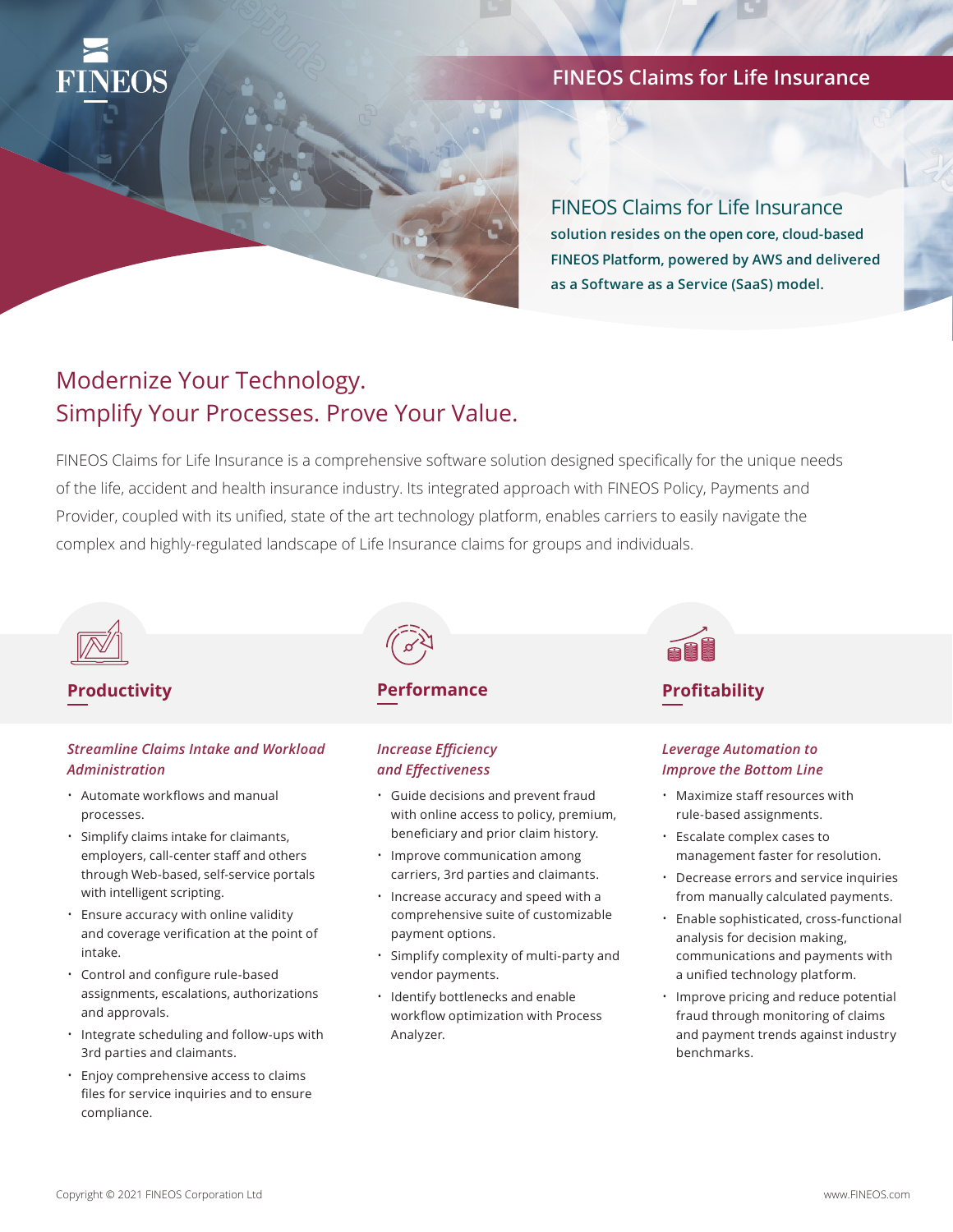FINEOS

# FINEOS Claims for Life Insurance

**FINEOS Claims for Life Insurance**

**solution resides on the open core, cloud-based FINEOS Platform, powered by AWS and delivered as a Software as a Service (SaaS) model.**

## Modernize Your Technology. Simplify Your Processes. Prove Your Value.

FINEOS Claims for Life Insurance is a comprehensive software solution designed specifically for the unique needs of the life, accident and health insurance industry. Its integrated approach with FINEOS Policy, Payments and Provider, coupled with its unified, state of the art technology platform, enables carriers to easily navigate the complex and highly-regulated landscape of Life Insurance claims for groups and individuals.

### Productivity

***Streamline Claims Intake and Workload Administration***

- Automate workflows and manual processes.
- Simplify claims intake for claimants, employers, call-center staff and others through Web-based, self-service portals with intelligent scripting.
- Ensure accuracy with online validity and coverage verification at the point of intake.
- Control and configure rule-based assignments, escalations, authorizations and approvals.
- Integrate scheduling and follow-ups with 3rd parties and claimants.
- Enjoy comprehensive access to claims files for service inquiries and to ensure compliance.

### Performance

***Increase Efficiency and Effectiveness***

- Guide decisions and prevent fraud with online access to policy, premium, beneficiary and prior claim history.
- Improve communication among carriers, 3rd parties and claimants.
- Increase accuracy and speed with a comprehensive suite of customizable payment options.
- Simplify complexity of multi-party and vendor payments.
- Identify bottlenecks and enable workflow optimization with Process Analyzer.

### Profitability

***Leverage Automation to Improve the Bottom Line***

- Maximize staff resources with rule-based assignments.
- Escalate complex cases to management faster for resolution.
- Decrease errors and service inquiries from manually calculated payments.
- Enable sophisticated, cross-functional analysis for decision making, communications and payments with a unified technology platform.
- Improve pricing and reduce potential fraud through monitoring of claims and payment trends against industry benchmarks.

Copyright © 2021 FINEOS Corporation Ltd

www.FINEOS.com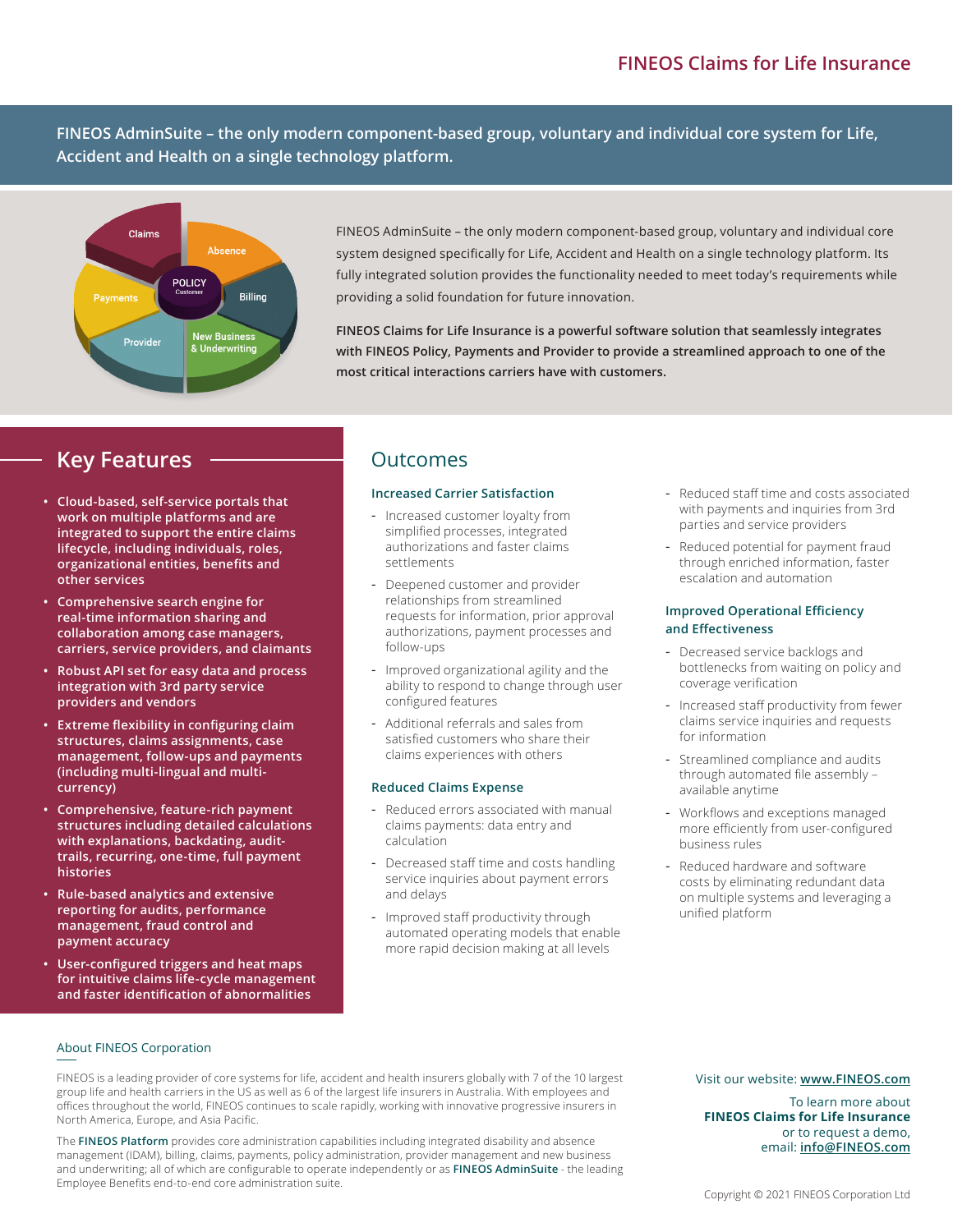# FINEOS Claims for Life Insurance

**FINEOS AdminSuite – the only modern component-based group, voluntary and individual core system for Life, Accident and Health on a single technology platform.**

Claims
Absence
POLICY
Customer
Payments
Billing
Provider
New Business & Underwriting

FINEOS AdminSuite – the only modern component-based group, voluntary and individual core system designed specifically for Life, Accident and Health on a single technology platform. Its fully integrated solution provides the functionality needed to meet today's requirements while providing a solid foundation for future innovation.

**FINEOS Claims for Life Insurance is a powerful software solution that seamlessly integrates with FINEOS Policy, Payments and Provider to provide a streamlined approach to one of the most critical interactions carriers have with customers.**

## Key Features

- Cloud-based, self-service portals that work on multiple platforms and are integrated to support the entire claims lifecycle, including individuals, roles, organizational entities, benefits and other services
- Comprehensive search engine for real-time information sharing and collaboration among case managers, carriers, service providers, and claimants
- Robust API set for easy data and process integration with 3rd party service providers and vendors
- Extreme flexibility in configuring claim structures, claims assignments, case management, follow-ups and payments (including multi-lingual and multi-currency)
- Comprehensive, feature-rich payment structures including detailed calculations with explanations, backdating, audit-trails, recurring, one-time, full payment histories
- Rule-based analytics and extensive reporting for audits, performance management, fraud control and payment accuracy
- User-configured triggers and heat maps for intuitive claims life-cycle management and faster identification of abnormalities

## Outcomes

### Increased Carrier Satisfaction

- Increased customer loyalty from simplified processes, integrated authorizations and faster claims settlements
- Deepened customer and provider relationships from streamlined requests for information, prior approval authorizations, payment processes and follow-ups
- Improved organizational agility and the ability to respond to change through user configured features
- Additional referrals and sales from satisfied customers who share their claims experiences with others

### Reduced Claims Expense

- Reduced errors associated with manual claims payments: data entry and calculation
- Decreased staff time and costs handling service inquiries about payment errors and delays
- Improved staff productivity through automated operating models that enable more rapid decision making at all levels
- Reduced staff time and costs associated with payments and inquiries from 3rd parties and service providers
- Reduced potential for payment fraud through enriched information, faster escalation and automation

### Improved Operational Efficiency and Effectiveness

- Decreased service backlogs and bottlenecks from waiting on policy and coverage verification
- Increased staff productivity from fewer claims service inquiries and requests for information
- Streamlined compliance and audits through automated file assembly – available anytime
- Workflows and exceptions managed more efficiently from user-configured business rules
- Reduced hardware and software costs by eliminating redundant data on multiple systems and leveraging a unified platform

### About FINEOS Corporation

FINEOS is a leading provider of core systems for life, accident and health insurers globally with 7 of the 10 largest group life and health carriers in the US as well as 6 of the largest life insurers in Australia. With employees and offices throughout the world, FINEOS continues to scale rapidly, working with innovative progressive insurers in North America, Europe, and Asia Pacific.

The **FINEOS Platform** provides core administration capabilities including integrated disability and absence management (IDAM), billing, claims, payments, policy administration, provider management and new business and underwriting; all of which are configurable to operate independently or as **FINEOS AdminSuite** - the leading Employee Benefits end-to-end core administration suite.

Visit our website: www.FINEOS.com

To learn more about **FINEOS Claims for Life Insurance** or to request a demo, email: info@FINEOS.com

Copyright © 2021 FINEOS Corporation Ltd